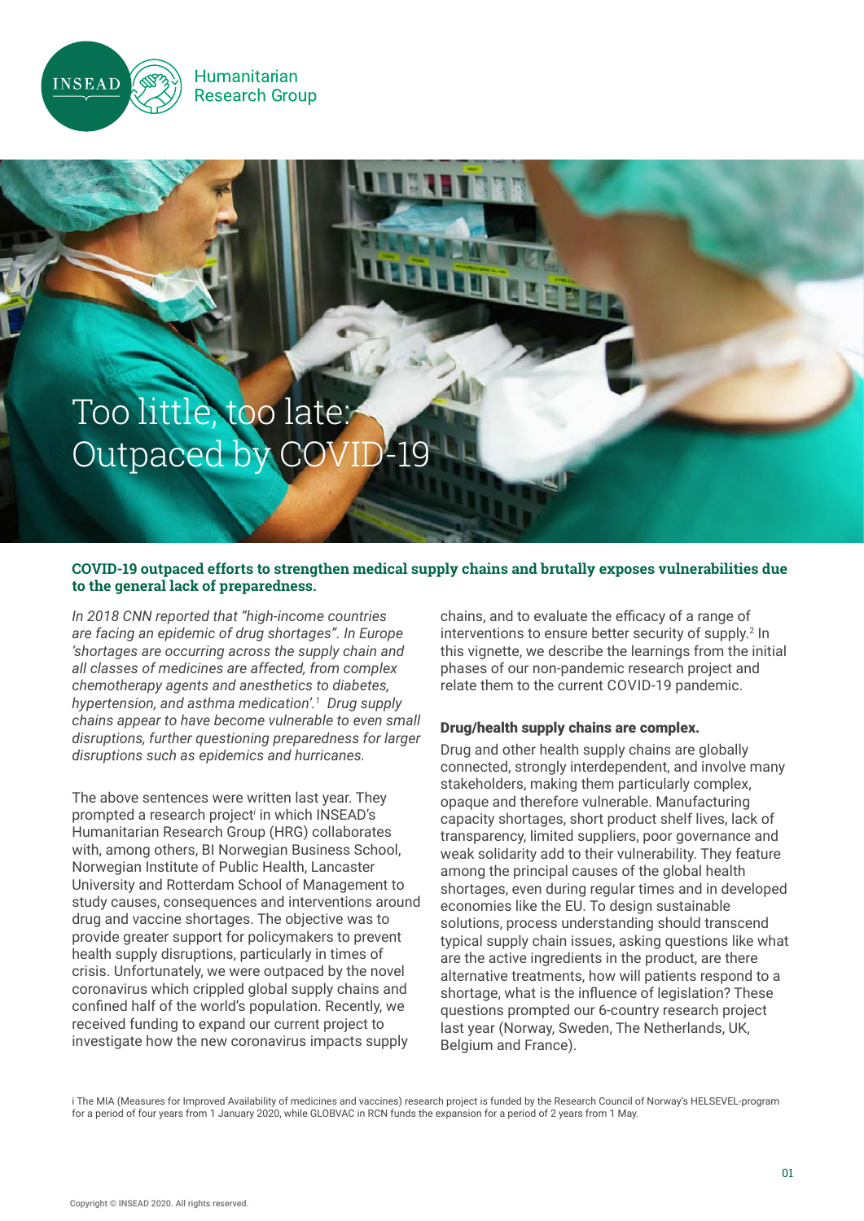INSEAD Humanitarian Research Group

# Too little, too late: Outpaced by COVID-19

**COVID-19 outpaced efforts to strengthen medical supply chains and brutally exposes vulnerabilities due to the general lack of preparedness.**

*In 2018 CNN reported that "high-income countries are facing an epidemic of drug shortages". In Europe 'shortages are occurring across the supply chain and all classes of medicines are affected, from complex chemotherapy agents and anesthetics to diabetes, hypertension, and asthma medication'.[1] Drug supply chains appear to have become vulnerable to even small disruptions, further questioning preparedness for larger disruptions such as epidemics and hurricanes.*

The above sentences were written last year. They prompted a research project[i] in which INSEAD's Humanitarian Research Group (HRG) collaborates with, among others, BI Norwegian Business School, Norwegian Institute of Public Health, Lancaster University and Rotterdam School of Management to study causes, consequences and interventions around drug and vaccine shortages. The objective was to provide greater support for policymakers to prevent health supply disruptions, particularly in times of crisis. Unfortunately, we were outpaced by the novel coronavirus which crippled global supply chains and confined half of the world's population. Recently, we received funding to expand our current project to investigate how the new coronavirus impacts supply chains, and to evaluate the efficacy of a range of interventions to ensure better security of supply.[2] In this vignette, we describe the learnings from the initial phases of our non-pandemic research project and relate them to the current COVID-19 pandemic.

## Drug/health supply chains are complex.

Drug and other health supply chains are globally connected, strongly interdependent, and involve many stakeholders, making them particularly complex, opaque and therefore vulnerable. Manufacturing capacity shortages, short product shelf lives, lack of transparency, limited suppliers, poor governance and weak solidarity add to their vulnerability. They feature among the principal causes of the global health shortages, even during regular times and in developed economies like the EU. To design sustainable solutions, process understanding should transcend typical supply chain issues, asking questions like what are the active ingredients in the product, are there alternative treatments, how will patients respond to a shortage, what is the influence of legislation? These questions prompted our 6-country research project last year (Norway, Sweden, The Netherlands, UK, Belgium and France).

i The MIA (Measures for Improved Availability of medicines and vaccines) research project is funded by the Research Council of Norway's HELSEVEL-program for a period of four years from 1 January 2020, while GLOBVAC in RCN funds the expansion for a period of 2 years from 1 May.

Copyright © INSEAD 2020. All rights reserved.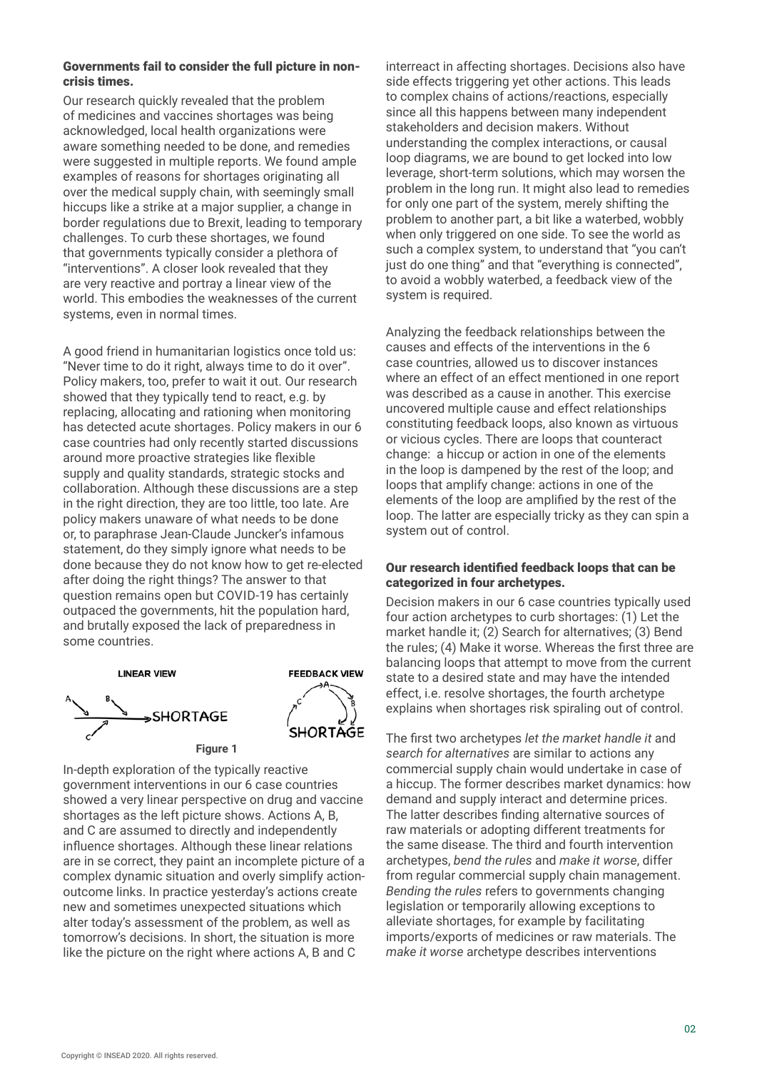### Governments fail to consider the full picture in non-crisis times.

Our research quickly revealed that the problem of medicines and vaccines shortages was being acknowledged, local health organizations were aware something needed to be done, and remedies were suggested in multiple reports. We found ample examples of reasons for shortages originating all over the medical supply chain, with seemingly small hiccups like a strike at a major supplier, a change in border regulations due to Brexit, leading to temporary challenges. To curb these shortages, we found that governments typically consider a plethora of "interventions". A closer look revealed that they are very reactive and portray a linear view of the world. This embodies the weaknesses of the current systems, even in normal times.

A good friend in humanitarian logistics once told us: "Never time to do it right, always time to do it over". Policy makers, too, prefer to wait it out. Our research showed that they typically tend to react, e.g. by replacing, allocating and rationing when monitoring has detected acute shortages. Policy makers in our 6 case countries had only recently started discussions around more proactive strategies like flexible supply and quality standards, strategic stocks and collaboration. Although these discussions are a step in the right direction, they are too little, too late. Are policy makers unaware of what needs to be done or, to paraphrase Jean-Claude Juncker's infamous statement, do they simply ignore what needs to be done because they do not know how to get re-elected after doing the right things? The answer to that question remains open but COVID-19 has certainly outpaced the governments, hit the population hard, and brutally exposed the lack of preparedness in some countries.

LINEAR VIEW

A
B
C
SHORTAGE

FEEDBACK VIEW

A
B
C
SHORTAGE

**Figure 1**

In-depth exploration of the typically reactive government interventions in our 6 case countries showed a very linear perspective on drug and vaccine shortages as the left picture shows. Actions A, B, and C are assumed to directly and independently influence shortages. Although these linear relations are in se correct, they paint an incomplete picture of a complex dynamic situation and overly simplify action-outcome links. In practice yesterday's actions create new and sometimes unexpected situations which alter today's assessment of the problem, as well as tomorrow's decisions. In short, the situation is more like the picture on the right where actions A, B and C interreact in affecting shortages. Decisions also have side effects triggering yet other actions. This leads to complex chains of actions/reactions, especially since all this happens between many independent stakeholders and decision makers. Without understanding the complex interactions, or causal loop diagrams, we are bound to get locked into low leverage, short-term solutions, which may worsen the problem in the long run. It might also lead to remedies for only one part of the system, merely shifting the problem to another part, a bit like a waterbed, wobbly when only triggered on one side. To see the world as such a complex system, to understand that "you can't just do one thing" and that "everything is connected", to avoid a wobbly waterbed, a feedback view of the system is required.

Analyzing the feedback relationships between the causes and effects of the interventions in the 6 case countries, allowed us to discover instances where an effect of an effect mentioned in one report was described as a cause in another. This exercise uncovered multiple cause and effect relationships constituting feedback loops, also known as virtuous or vicious cycles. There are loops that counteract change: a hiccup or action in one of the elements in the loop is dampened by the rest of the loop; and loops that amplify change: actions in one of the elements of the loop are amplified by the rest of the loop. The latter are especially tricky as they can spin a system out of control.

### Our research identified feedback loops that can be categorized in four archetypes.

Decision makers in our 6 case countries typically used four action archetypes to curb shortages: (1) Let the market handle it; (2) Search for alternatives; (3) Bend the rules; (4) Make it worse. Whereas the first three are balancing loops that attempt to move from the current state to a desired state and may have the intended effect, i.e. resolve shortages, the fourth archetype explains when shortages risk spiraling out of control.

The first two archetypes *let the market handle it* and *search for alternatives* are similar to actions any commercial supply chain would undertake in case of a hiccup. The former describes market dynamics: how demand and supply interact and determine prices. The latter describes finding alternative sources of raw materials or adopting different treatments for the same disease. The third and fourth intervention archetypes, *bend the rules* and *make it worse*, differ from regular commercial supply chain management. *Bending the rules* refers to governments changing legislation or temporarily allowing exceptions to alleviate shortages, for example by facilitating imports/exports of medicines or raw materials. The *make it worse* archetype describes interventions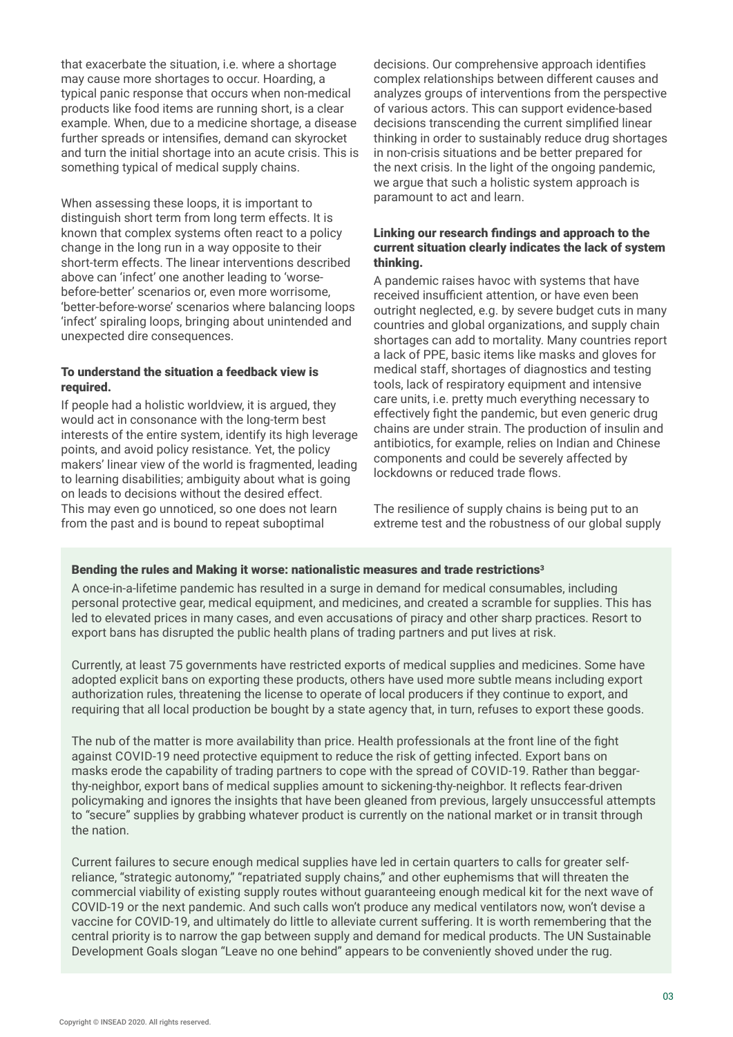that exacerbate the situation, i.e. where a shortage may cause more shortages to occur. Hoarding, a typical panic response that occurs when non-medical products like food items are running short, is a clear example. When, due to a medicine shortage, a disease further spreads or intensifies, demand can skyrocket and turn the initial shortage into an acute crisis. This is something typical of medical supply chains.

When assessing these loops, it is important to distinguish short term from long term effects. It is known that complex systems often react to a policy change in the long run in a way opposite to their short-term effects. The linear interventions described above can 'infect' one another leading to 'worse-before-better' scenarios or, even more worrisome, 'better-before-worse' scenarios where balancing loops 'infect' spiraling loops, bringing about unintended and unexpected dire consequences.

**To understand the situation a feedback view is required.**

If people had a holistic worldview, it is argued, they would act in consonance with the long-term best interests of the entire system, identify its high leverage points, and avoid policy resistance. Yet, the policy makers' linear view of the world is fragmented, leading to learning disabilities; ambiguity about what is going on leads to decisions without the desired effect. This may even go unnoticed, so one does not learn from the past and is bound to repeat suboptimal decisions. Our comprehensive approach identifies complex relationships between different causes and analyzes groups of interventions from the perspective of various actors. This can support evidence-based decisions transcending the current simplified linear thinking in order to sustainably reduce drug shortages in non-crisis situations and be better prepared for the next crisis. In the light of the ongoing pandemic, we argue that such a holistic system approach is paramount to act and learn.

**Linking our research findings and approach to the current situation clearly indicates the lack of system thinking.**

A pandemic raises havoc with systems that have received insufficient attention, or have even been outright neglected, e.g. by severe budget cuts in many countries and global organizations, and supply chain shortages can add to mortality. Many countries report a lack of PPE, basic items like masks and gloves for medical staff, shortages of diagnostics and testing tools, lack of respiratory equipment and intensive care units, i.e. pretty much everything necessary to effectively fight the pandemic, but even generic drug chains are under strain. The production of insulin and antibiotics, for example, relies on Indian and Chinese components and could be severely affected by lockdowns or reduced trade flows.

The resilience of supply chains is being put to an extreme test and the robustness of our global supply

**Bending the rules and Making it worse: nationalistic measures and trade restrictions[3]**

A once-in-a-lifetime pandemic has resulted in a surge in demand for medical consumables, including personal protective gear, medical equipment, and medicines, and created a scramble for supplies. This has led to elevated prices in many cases, and even accusations of piracy and other sharp practices. Resort to export bans has disrupted the public health plans of trading partners and put lives at risk.

Currently, at least 75 governments have restricted exports of medical supplies and medicines. Some have adopted explicit bans on exporting these products, others have used more subtle means including export authorization rules, threatening the license to operate of local producers if they continue to export, and requiring that all local production be bought by a state agency that, in turn, refuses to export these goods.

The nub of the matter is more availability than price. Health professionals at the front line of the fight against COVID-19 need protective equipment to reduce the risk of getting infected. Export bans on masks erode the capability of trading partners to cope with the spread of COVID-19. Rather than beggar-thy-neighbor, export bans of medical supplies amount to sickening-thy-neighbor. It reflects fear-driven policymaking and ignores the insights that have been gleaned from previous, largely unsuccessful attempts to "secure" supplies by grabbing whatever product is currently on the national market or in transit through the nation.

Current failures to secure enough medical supplies have led in certain quarters to calls for greater self-reliance, "strategic autonomy," "repatriated supply chains," and other euphemisms that will threaten the commercial viability of existing supply routes without guaranteeing enough medical kit for the next wave of COVID-19 or the next pandemic. And such calls won't produce any medical ventilators now, won't devise a vaccine for COVID-19, and ultimately do little to alleviate current suffering. It is worth remembering that the central priority is to narrow the gap between supply and demand for medical products. The UN Sustainable Development Goals slogan "Leave no one behind" appears to be conveniently shoved under the rug.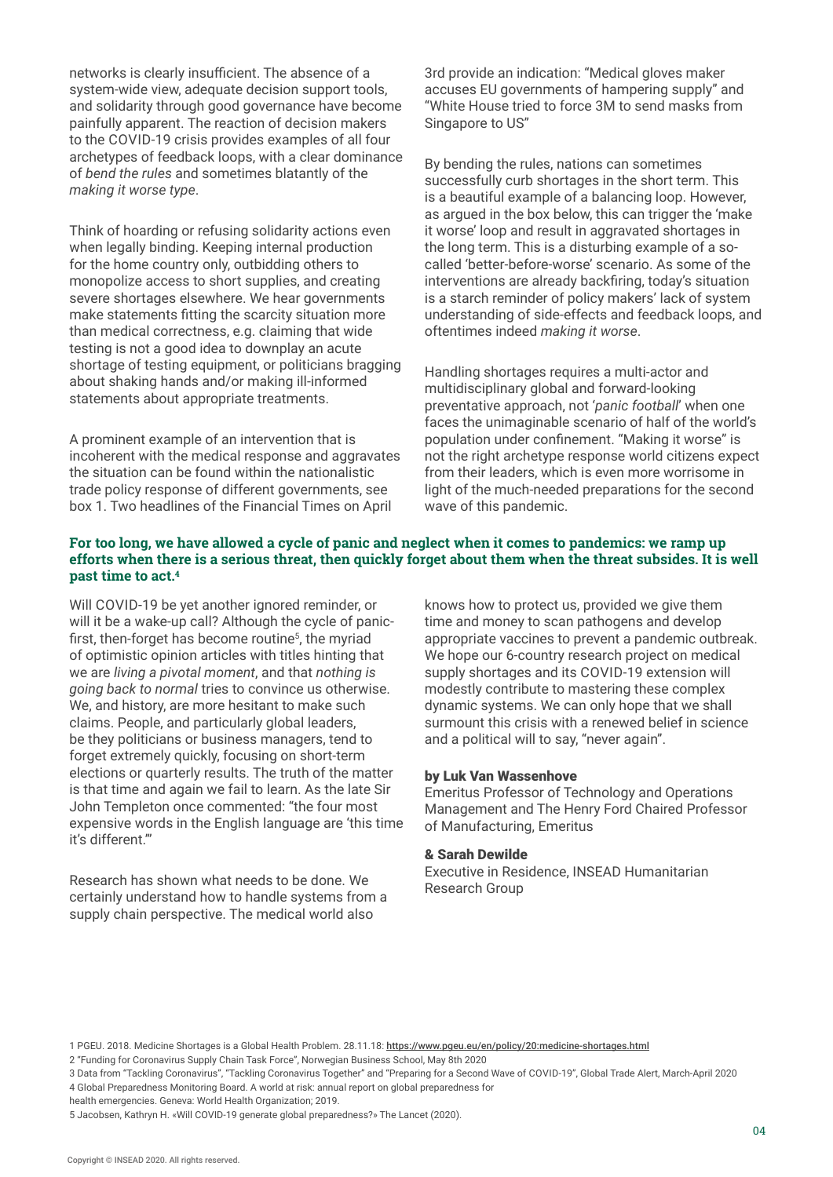networks is clearly insufficient. The absence of a system-wide view, adequate decision support tools, and solidarity through good governance have become painfully apparent. The reaction of decision makers to the COVID-19 crisis provides examples of all four archetypes of feedback loops, with a clear dominance of *bend the rules* and sometimes blatantly of the *making it worse type*.

Think of hoarding or refusing solidarity actions even when legally binding. Keeping internal production for the home country only, outbidding others to monopolize access to short supplies, and creating severe shortages elsewhere. We hear governments make statements fitting the scarcity situation more than medical correctness, e.g. claiming that wide testing is not a good idea to downplay an acute shortage of testing equipment, or politicians bragging about shaking hands and/or making ill-informed statements about appropriate treatments.

A prominent example of an intervention that is incoherent with the medical response and aggravates the situation can be found within the nationalistic trade policy response of different governments, see box 1. Two headlines of the Financial Times on April 3rd provide an indication: "Medical gloves maker accuses EU governments of hampering supply" and "White House tried to force 3M to send masks from Singapore to US"

By bending the rules, nations can sometimes successfully curb shortages in the short term. This is a beautiful example of a balancing loop. However, as argued in the box below, this can trigger the 'make it worse' loop and result in aggravated shortages in the long term. This is a disturbing example of a so-called 'better-before-worse' scenario. As some of the interventions are already backfiring, today's situation is a starch reminder of policy makers' lack of system understanding of side-effects and feedback loops, and oftentimes indeed *making it worse*.

Handling shortages requires a multi-actor and multidisciplinary global and forward-looking preventative approach, not '*panic football*' when one faces the unimaginable scenario of half of the world's population under confinement. "Making it worse" is not the right archetype response world citizens expect from their leaders, which is even more worrisome in light of the much-needed preparations for the second wave of this pandemic.

**For too long, we have allowed a cycle of panic and neglect when it comes to pandemics: we ramp up efforts when there is a serious threat, then quickly forget about them when the threat subsides. It is well past time to act.[4]**

Will COVID-19 be yet another ignored reminder, or will it be a wake-up call? Although the cycle of panic-first, then-forget has become routine[5], the myriad of optimistic opinion articles with titles hinting that we are *living a pivotal moment*, and that *nothing is going back to normal* tries to convince us otherwise. We, and history, are more hesitant to make such claims. People, and particularly global leaders, be they politicians or business managers, tend to forget extremely quickly, focusing on short-term elections or quarterly results. The truth of the matter is that time and again we fail to learn. As the late Sir John Templeton once commented: "the four most expensive words in the English language are 'this time it's different.'"

Research has shown what needs to be done. We certainly understand how to handle systems from a supply chain perspective. The medical world also knows how to protect us, provided we give them time and money to scan pathogens and develop appropriate vaccines to prevent a pandemic outbreak. We hope our 6-country research project on medical supply shortages and its COVID-19 extension will modestly contribute to mastering these complex dynamic systems. We can only hope that we shall surmount this crisis with a renewed belief in science and a political will to say, "never again".

**by Luk Van Wassenhove**
Emeritus Professor of Technology and Operations Management and The Henry Ford Chaired Professor of Manufacturing, Emeritus

**& Sarah Dewilde**
Executive in Residence, INSEAD Humanitarian Research Group

1 PGEU. 2018. Medicine Shortages is a Global Health Problem. 28.11.18: https://www.pgeu.eu/en/policy/20:medicine-shortages.html
2 "Funding for Coronavirus Supply Chain Task Force", Norwegian Business School, May 8th 2020
3 Data from "Tackling Coronavirus", "Tackling Coronavirus Together" and "Preparing for a Second Wave of COVID-19", Global Trade Alert, March-April 2020
4 Global Preparedness Monitoring Board. A world at risk: annual report on global preparedness for health emergencies. Geneva: World Health Organization; 2019.
5 Jacobsen, Kathryn H. «Will COVID-19 generate global preparedness?» The Lancet (2020).

Copyright © INSEAD 2020. All rights reserved.